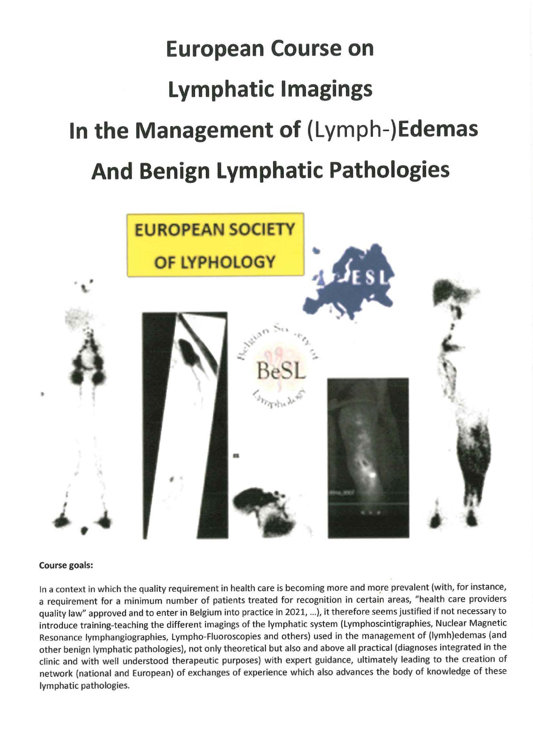# European Course on Lymphatic Imagings In the Management of (Lymph-)Edemas And Benign Lymphatic Pathologies

EUROPEAN SOCIETY OF LYPHOLOGY

**Course goals:**

In a context in which the quality requirement in health care is becoming more and more prevalent (with, for instance, a requirement for a minimum number of patients treated for recognition in certain areas, "health care providers quality law" approved and to enter in Belgium into practice in 2021, ...), it therefore seems justified if not necessary to introduce training-teaching the different imagings of the lymphatic system (Lymphoscintigraphies, Nuclear Magnetic Resonance lymphangiographies, Lympho-Fluoroscopies and others) used in the management of (lymh)edemas (and other benign lymphatic pathologies), not only theoretical but also and above all practical (diagnoses integrated in the clinic and with well understood therapeutic purposes) with expert guidance, ultimately leading to the creation of network (national and European) of exchanges of experience which also advances the body of knowledge of these lymphatic pathologies.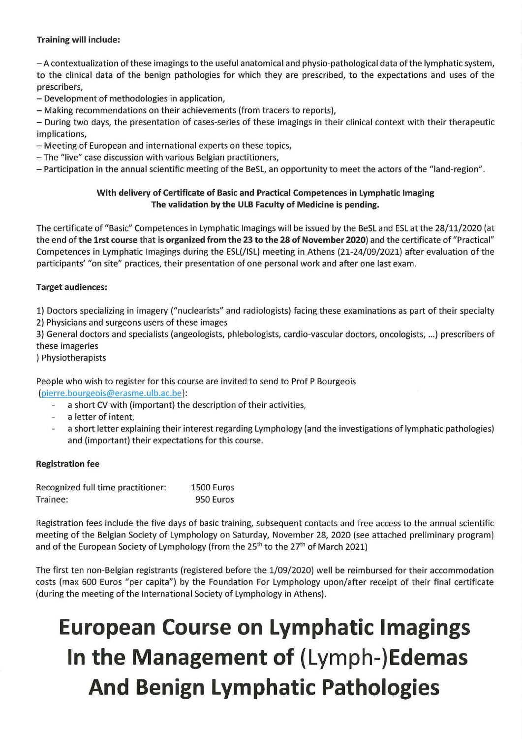**Training will include:**

– A contextualization of these imagings to the useful anatomical and physio-pathological data of the lymphatic system, to the clinical data of the benign pathologies for which they are prescribed, to the expectations and uses of the prescribers,
– Development of methodologies in application,
– Making recommendations on their achievements (from tracers to reports),
– During two days, the presentation of cases-series of these imagings in their clinical context with their therapeutic implications,
– Meeting of European and international experts on these topics,
– The "live" case discussion with various Belgian practitioners,
– Participation in the annual scientific meeting of the BeSL, an opportunity to meet the actors of the "land-region".

**With delivery of Certificate of Basic and Practical Competences in Lymphatic Imaging**
**The validation by the ULB Faculty of Medicine is pending.**

The certificate of "Basic" Competences in Lymphatic Imagings will be issued by the BeSL and ESL at the 28/11/2020 (at the end of **the 1rst course** that **is organized from the 23 to the 28 of November 2020**) and the certificate of "Practical" Competences in Lymphatic Imagings during the ESL(/ISL) meeting in Athens (21-24/09/2021) after evaluation of the participants' "on site" practices, their presentation of one personal work and after one last exam.

**Target audiences:**

1) Doctors specializing in imagery ("nuclearists" and radiologists) facing these examinations as part of their specialty
2) Physicians and surgeons users of these images
3) General doctors and specialists (angeologists, phlebologists, cardio-vascular doctors, oncologists, ...) prescribers of these imageries
) Physiotherapists

People who wish to register for this course are invited to send to Prof P Bourgeois (pierre.bourgeois@erasme.ulb.ac.be):

- a short CV with (important) the description of their activities,
- a letter of intent,
- a short letter explaining their interest regarding Lymphology (and the investigations of lymphatic pathologies) and (important) their expectations for this course.

**Registration fee**

| | |
|---|---|
| Recognized full time practitioner: | 1500 Euros |
| Trainee: | 950 Euros |

Registration fees include the five days of basic training, subsequent contacts and free access to the annual scientific meeting of the Belgian Society of Lymphology on Saturday, November 28, 2020 (see attached preliminary program) and of the European Society of Lymphology (from the 25th to the 27th of March 2021)

The first ten non-Belgian registrants (registered before the 1/09/2020) well be reimbursed for their accommodation costs (max 600 Euros "per capita") by the Foundation For Lymphology upon/after receipt of their final certificate (during the meeting of the International Society of Lymphology in Athens).

# European Course on Lymphatic Imagings In the Management of (Lymph-)Edemas And Benign Lymphatic Pathologies